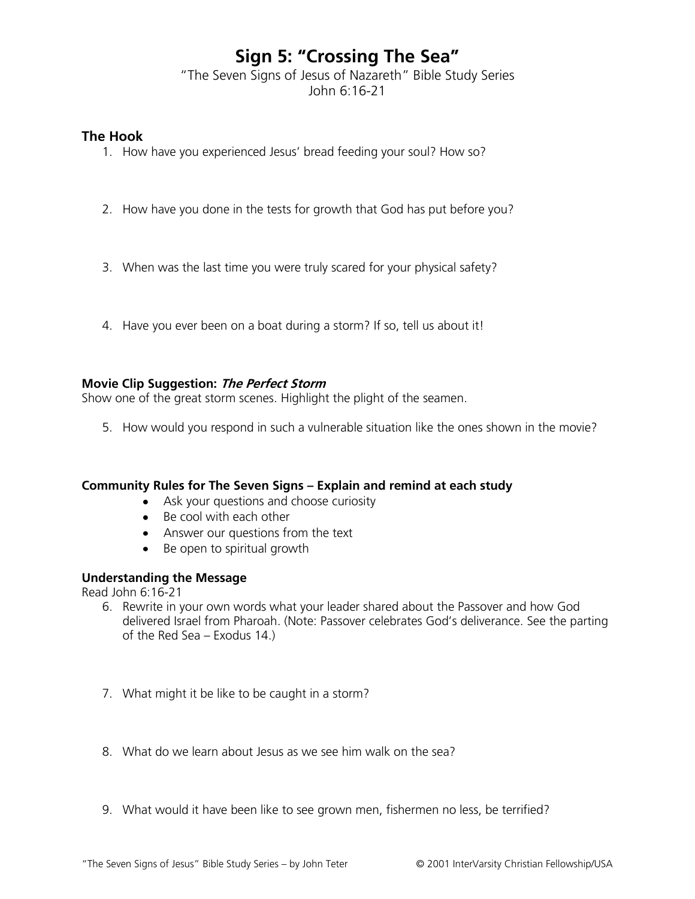# Sign 5: "Crossing The Sea"

"The Seven Signs of Jesus of Nazareth" Bible Study Series
John 6:16-21

### The Hook

1. How have you experienced Jesus' bread feeding your soul? How so?

2. How have you done in the tests for growth that God has put before you?

3. When was the last time you were truly scared for your physical safety?

4. Have you ever been on a boat during a storm? If so, tell us about it!

**Movie Clip Suggestion: *The Perfect Storm***
Show one of the great storm scenes. Highlight the plight of the seamen.

5. How would you respond in such a vulnerable situation like the ones shown in the movie?

**Community Rules for The Seven Signs – Explain and remind at each study**

- Ask your questions and choose curiosity
- Be cool with each other
- Answer our questions from the text
- Be open to spiritual growth

**Understanding the Message**
Read John 6:16-21

6. Rewrite in your own words what your leader shared about the Passover and how God delivered Israel from Pharoah. (Note: Passover celebrates God's deliverance. See the parting of the Red Sea – Exodus 14.)

7. What might it be like to be caught in a storm?

8. What do we learn about Jesus as we see him walk on the sea?

9. What would it have been like to see grown men, fishermen no less, be terrified?

"The Seven Signs of Jesus" Bible Study Series – by John Teter © 2001 InterVarsity Christian Fellowship/USA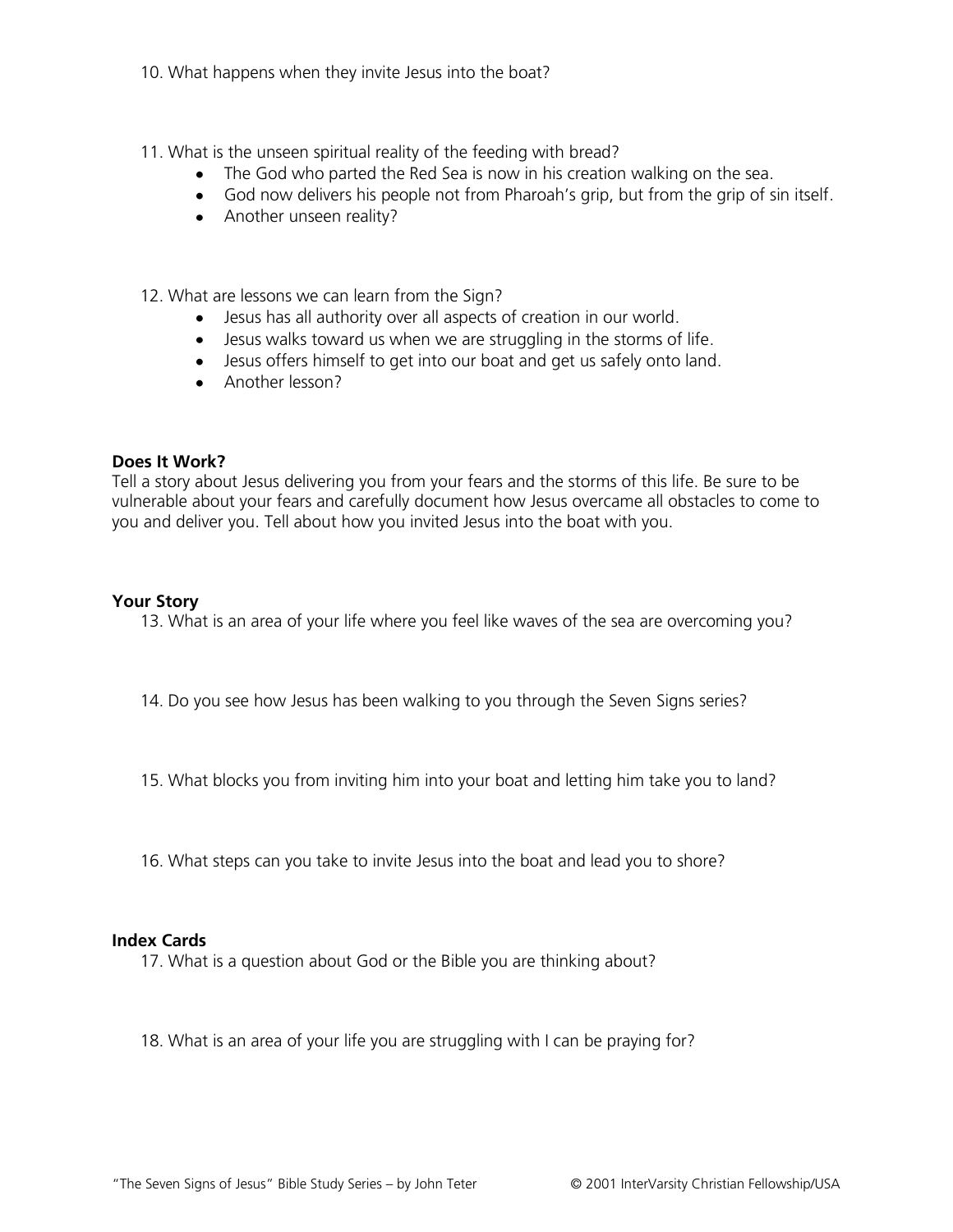10. What happens when they invite Jesus into the boat?

11. What is the unseen spiritual reality of the feeding with bread?
    - The God who parted the Red Sea is now in his creation walking on the sea.
    - God now delivers his people not from Pharoah's grip, but from the grip of sin itself.
    - Another unseen reality?

12. What are lessons we can learn from the Sign?
    - Jesus has all authority over all aspects of creation in our world.
    - Jesus walks toward us when we are struggling in the storms of life.
    - Jesus offers himself to get into our boat and get us safely onto land.
    - Another lesson?

**Does It Work?**

Tell a story about Jesus delivering you from your fears and the storms of this life. Be sure to be vulnerable about your fears and carefully document how Jesus overcame all obstacles to come to you and deliver you. Tell about how you invited Jesus into the boat with you.

**Your Story**

13. What is an area of your life where you feel like waves of the sea are overcoming you?

14. Do you see how Jesus has been walking to you through the Seven Signs series?

15. What blocks you from inviting him into your boat and letting him take you to land?

16. What steps can you take to invite Jesus into the boat and lead you to shore?

**Index Cards**

17. What is a question about God or the Bible you are thinking about?

18. What is an area of your life you are struggling with I can be praying for?